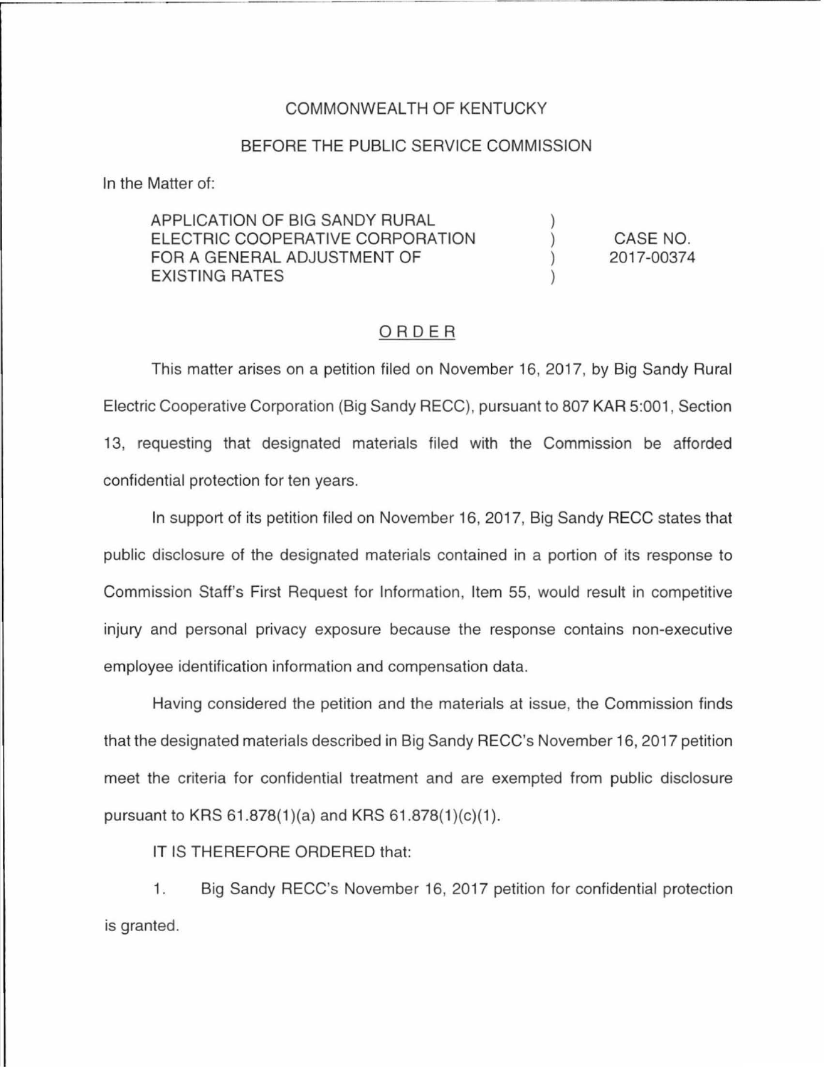COMMONWEALTH OF KENTUCKY

BEFORE THE PUBLIC SERVICE COMMISSION

In the Matter of:

| | | |
|---|---|---|
| APPLICATION OF BIG SANDY RURAL ELECTRIC COOPERATIVE CORPORATION FOR A GENERAL ADJUSTMENT OF EXISTING RATES | ) ) ) ) | CASE NO. 2017-00374 |

<u>ORDER</u>

This matter arises on a petition filed on November 16, 2017, by Big Sandy Rural Electric Cooperative Corporation (Big Sandy RECC), pursuant to 807 KAR 5:001, Section 13, requesting that designated materials filed with the Commission be afforded confidential protection for ten years.

In support of its petition filed on November 16, 2017, Big Sandy RECC states that public disclosure of the designated materials contained in a portion of its response to Commission Staff's First Request for Information, Item 55, would result in competitive injury and personal privacy exposure because the response contains non-executive employee identification information and compensation data.

Having considered the petition and the materials at issue, the Commission finds that the designated materials described in Big Sandy RECC's November 16, 2017 petition meet the criteria for confidential treatment and are exempted from public disclosure pursuant to KRS 61.878(1)(a) and KRS 61.878(1)(c)(1).

IT IS THEREFORE ORDERED that:

1. Big Sandy RECC's November 16, 2017 petition for confidential protection is granted.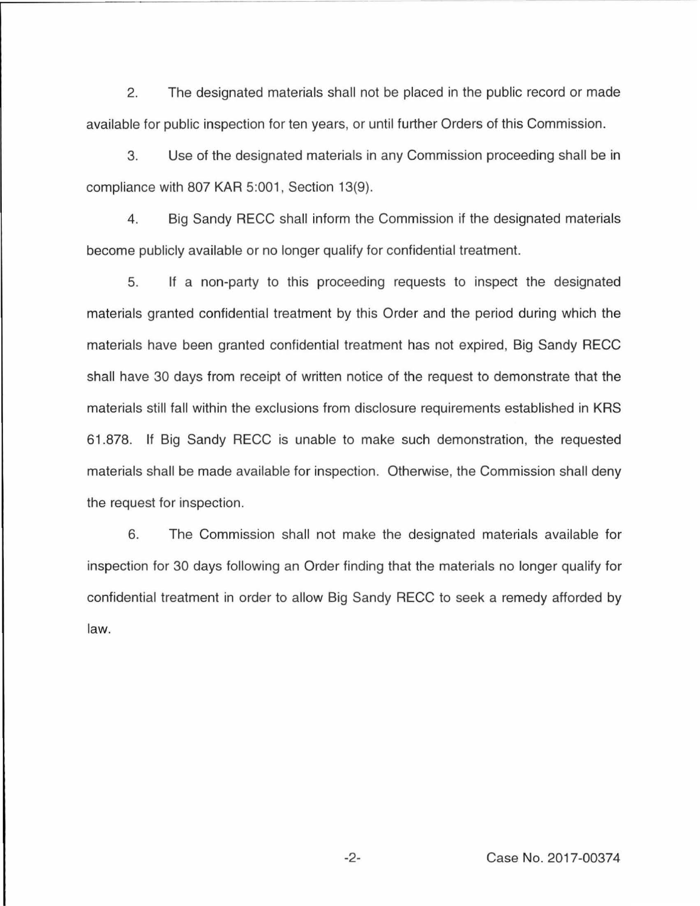2. The designated materials shall not be placed in the public record or made available for public inspection for ten years, or until further Orders of this Commission.

3. Use of the designated materials in any Commission proceeding shall be in compliance with 807 KAR 5:001, Section 13(9).

4. Big Sandy RECC shall inform the Commission if the designated materials become publicly available or no longer qualify for confidential treatment.

5. If a non-party to this proceeding requests to inspect the designated materials granted confidential treatment by this Order and the period during which the materials have been granted confidential treatment has not expired, Big Sandy RECC shall have 30 days from receipt of written notice of the request to demonstrate that the materials still fall within the exclusions from disclosure requirements established in KRS 61.878. If Big Sandy RECC is unable to make such demonstration, the requested materials shall be made available for inspection. Otherwise, the Commission shall deny the request for inspection.

6. The Commission shall not make the designated materials available for inspection for 30 days following an Order finding that the materials no longer qualify for confidential treatment in order to allow Big Sandy RECC to seek a remedy afforded by law.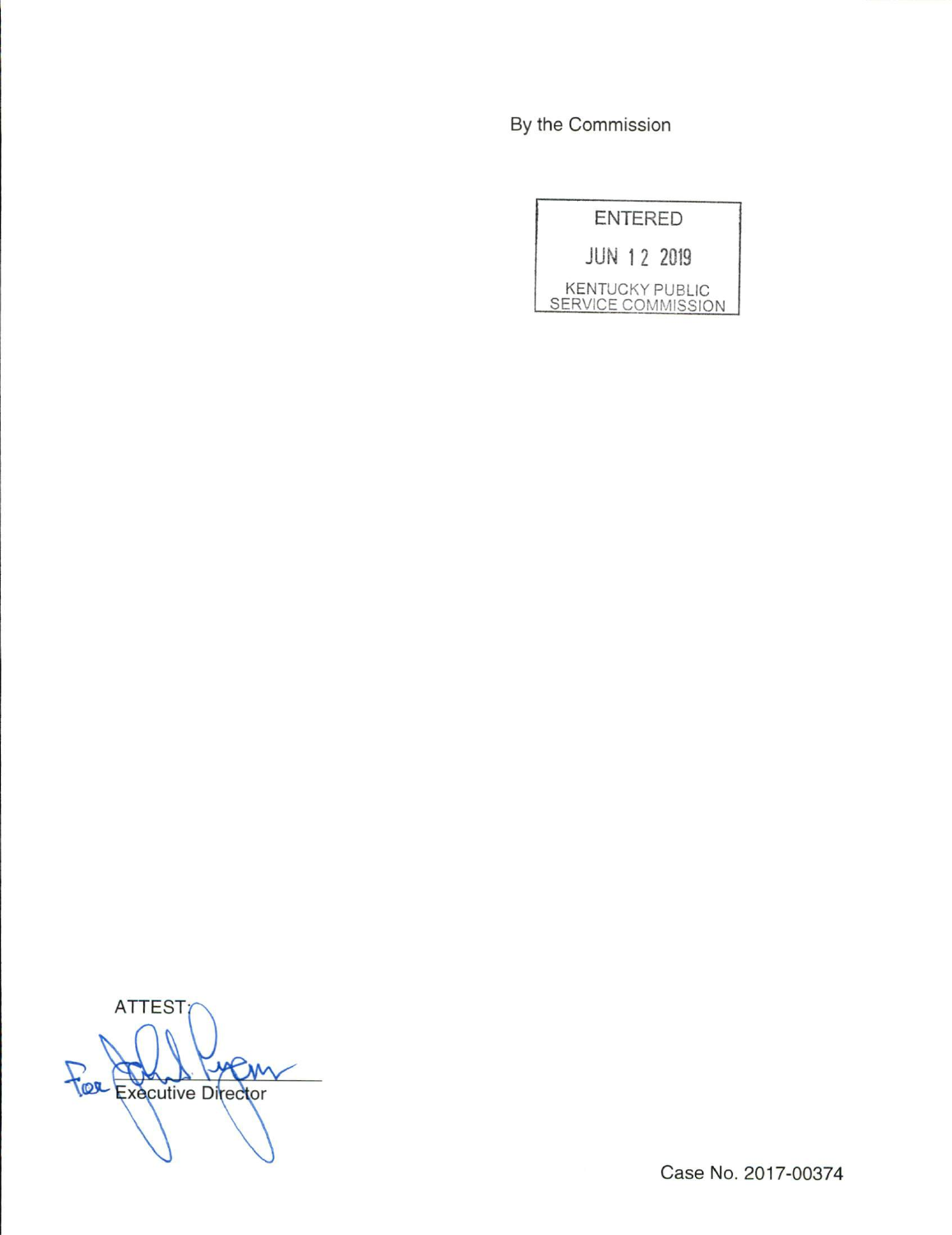By the Commission

ENTERED

JUN 12 2019

KENTUCKY PUBLIC SERVICE COMMISSION

ATTEST:

For Executive Director

Case No. 2017-00374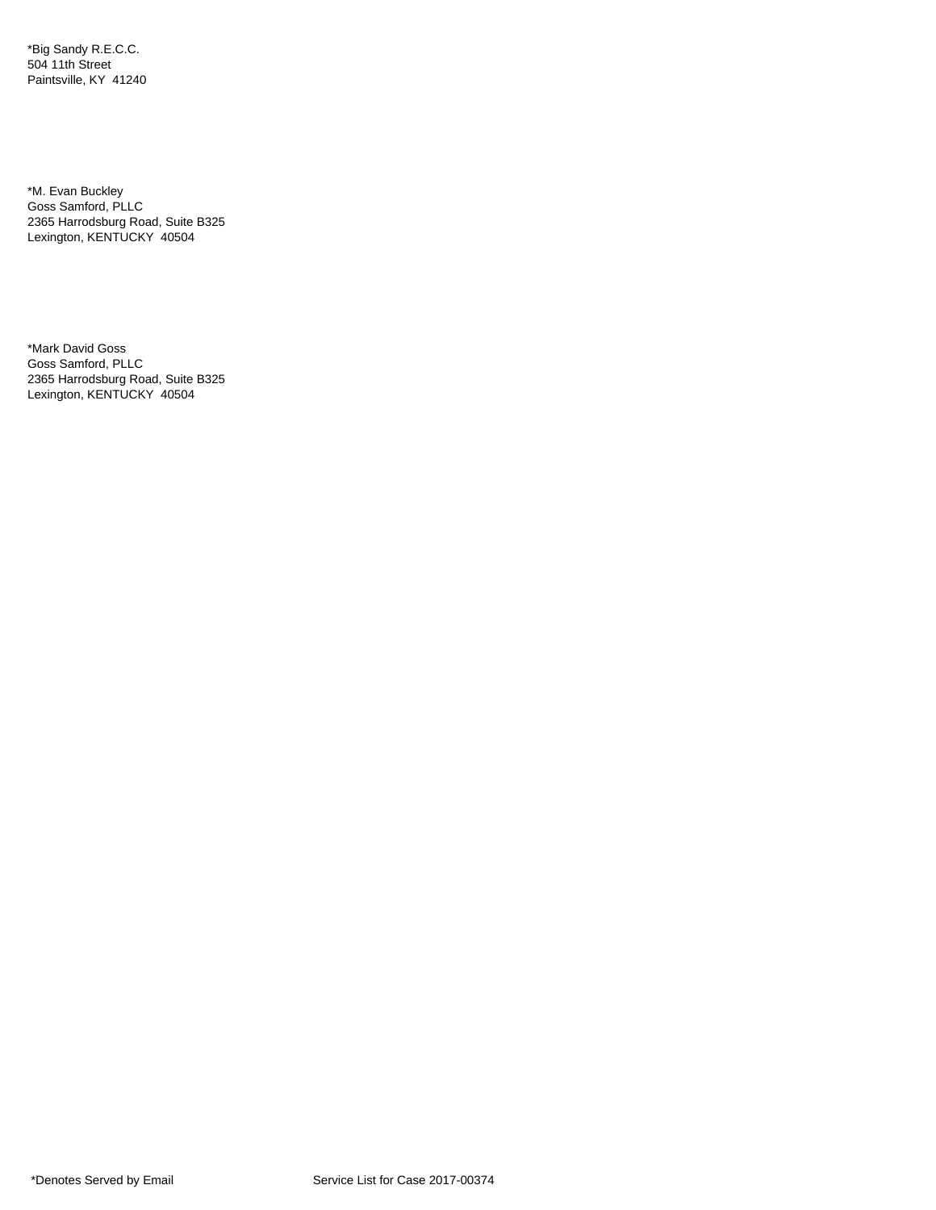*Big Sandy R.E.C.C.
504 11th Street
Paintsville, KY  41240

*M. Evan Buckley
Goss Samford, PLLC
2365 Harrodsburg Road, Suite B325
Lexington, KENTUCKY  40504

*Mark David Goss
Goss Samford, PLLC
2365 Harrodsburg Road, Suite B325
Lexington, KENTUCKY  40504

*Denotes Served by Email

Service List for Case 2017-00374